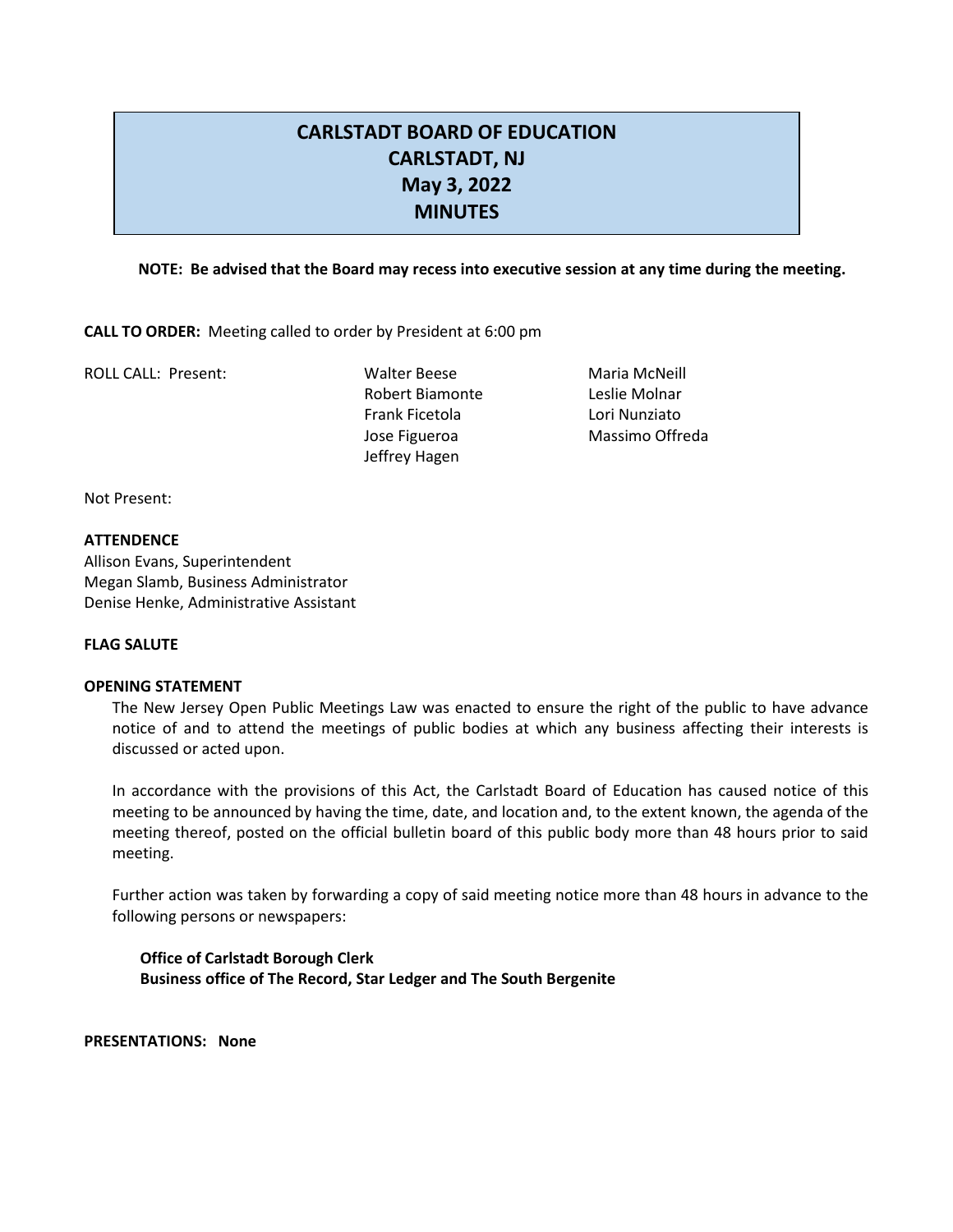# CARLSTADT BOARD OF EDUCATION
# CARLSTADT, NJ
# May 3, 2022
# MINUTES

**NOTE: Be advised that the Board may recess into executive session at any time during the meeting.**

**CALL TO ORDER:** Meeting called to order by President at 6:00 pm

ROLL CALL: Present:

Walter Beese
Robert Biamonte
Frank Ficetola
Jose Figueroa
Jeffrey Hagen
Maria McNeill
Leslie Molnar
Lori Nunziato
Massimo Offreda

Not Present:

**ATTENDENCE**

Allison Evans, Superintendent
Megan Slamb, Business Administrator
Denise Henke, Administrative Assistant

**FLAG SALUTE**

**OPENING STATEMENT**

The New Jersey Open Public Meetings Law was enacted to ensure the right of the public to have advance notice of and to attend the meetings of public bodies at which any business affecting their interests is discussed or acted upon.

In accordance with the provisions of this Act, the Carlstadt Board of Education has caused notice of this meeting to be announced by having the time, date, and location and, to the extent known, the agenda of the meeting thereof, posted on the official bulletin board of this public body more than 48 hours prior to said meeting.

Further action was taken by forwarding a copy of said meeting notice more than 48 hours in advance to the following persons or newspapers:

**Office of Carlstadt Borough Clerk**
**Business office of The Record, Star Ledger and The South Bergenite**

**PRESENTATIONS: None**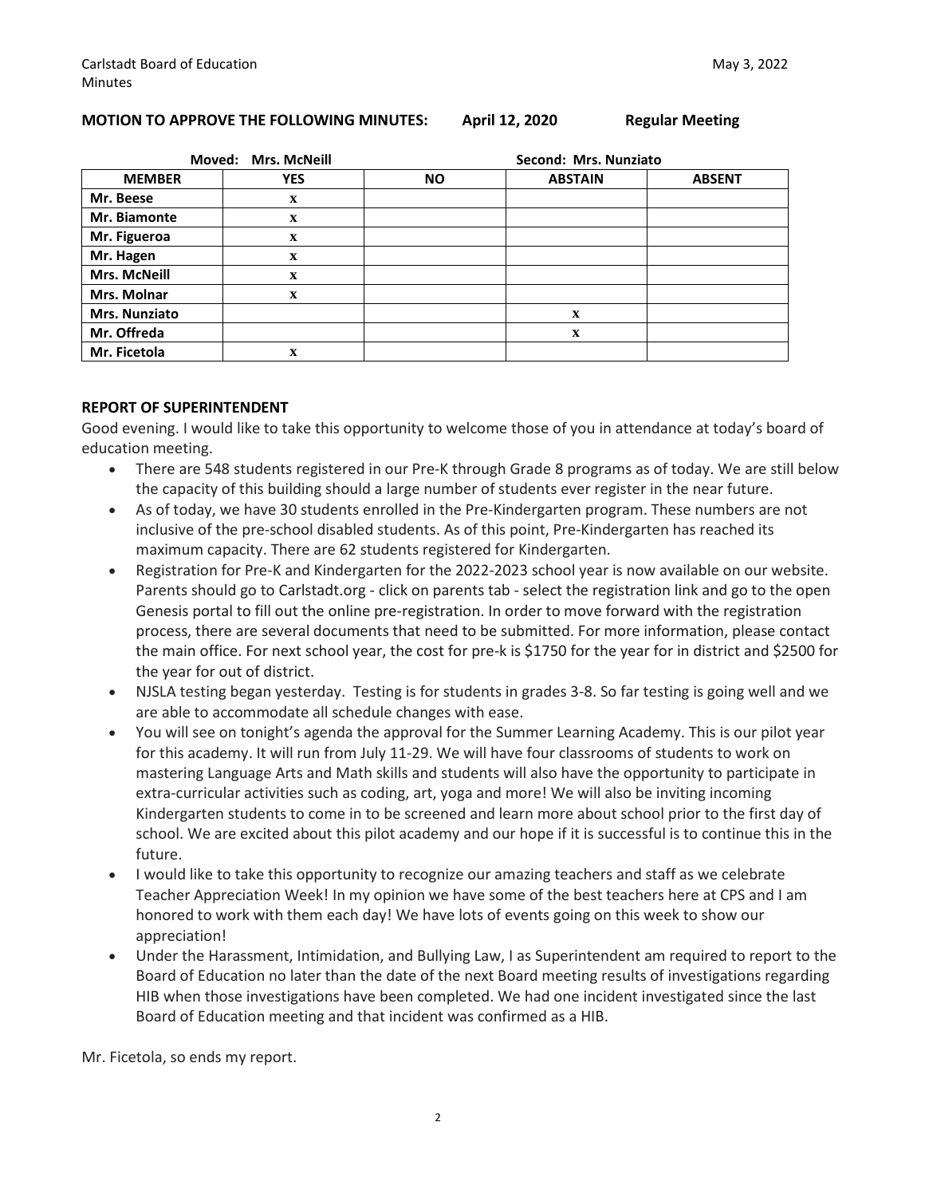**MOTION TO APPROVE THE FOLLOWING MINUTES: April 12, 2020 Regular Meeting**

**Moved: Mrs. McNeill** **Second: Mrs. Nunziato**

| MEMBER | YES | NO | ABSTAIN | ABSENT |
|---|---|---|---|---|
| Mr. Beese | x | | | |
| Mr. Biamonte | x | | | |
| Mr. Figueroa | x | | | |
| Mr. Hagen | x | | | |
| Mrs. McNeill | x | | | |
| Mrs. Molnar | x | | | |
| Mrs. Nunziato | | | x | |
| Mr. Offreda | | | x | |
| Mr. Ficetola | x | | | |

**REPORT OF SUPERINTENDENT**

Good evening. I would like to take this opportunity to welcome those of you in attendance at today's board of education meeting.

- There are 548 students registered in our Pre-K through Grade 8 programs as of today. We are still below the capacity of this building should a large number of students ever register in the near future.
- As of today, we have 30 students enrolled in the Pre-Kindergarten program. These numbers are not inclusive of the pre-school disabled students. As of this point, Pre-Kindergarten has reached its maximum capacity. There are 62 students registered for Kindergarten.
- Registration for Pre-K and Kindergarten for the 2022-2023 school year is now available on our website. Parents should go to Carlstadt.org - click on parents tab - select the registration link and go to the open Genesis portal to fill out the online pre-registration. In order to move forward with the registration process, there are several documents that need to be submitted. For more information, please contact the main office. For next school year, the cost for pre-k is $1750 for the year for in district and $2500 for the year for out of district.
- NJSLA testing began yesterday. Testing is for students in grades 3-8. So far testing is going well and we are able to accommodate all schedule changes with ease.
- You will see on tonight's agenda the approval for the Summer Learning Academy. This is our pilot year for this academy. It will run from July 11-29. We will have four classrooms of students to work on mastering Language Arts and Math skills and students will also have the opportunity to participate in extra-curricular activities such as coding, art, yoga and more! We will also be inviting incoming Kindergarten students to come in to be screened and learn more about school prior to the first day of school. We are excited about this pilot academy and our hope if it is successful is to continue this in the future.
- I would like to take this opportunity to recognize our amazing teachers and staff as we celebrate Teacher Appreciation Week! In my opinion we have some of the best teachers here at CPS and I am honored to work with them each day! We have lots of events going on this week to show our appreciation!
- Under the Harassment, Intimidation, and Bullying Law, I as Superintendent am required to report to the Board of Education no later than the date of the next Board meeting results of investigations regarding HIB when those investigations have been completed. We had one incident investigated since the last Board of Education meeting and that incident was confirmed as a HIB.

Mr. Ficetola, so ends my report.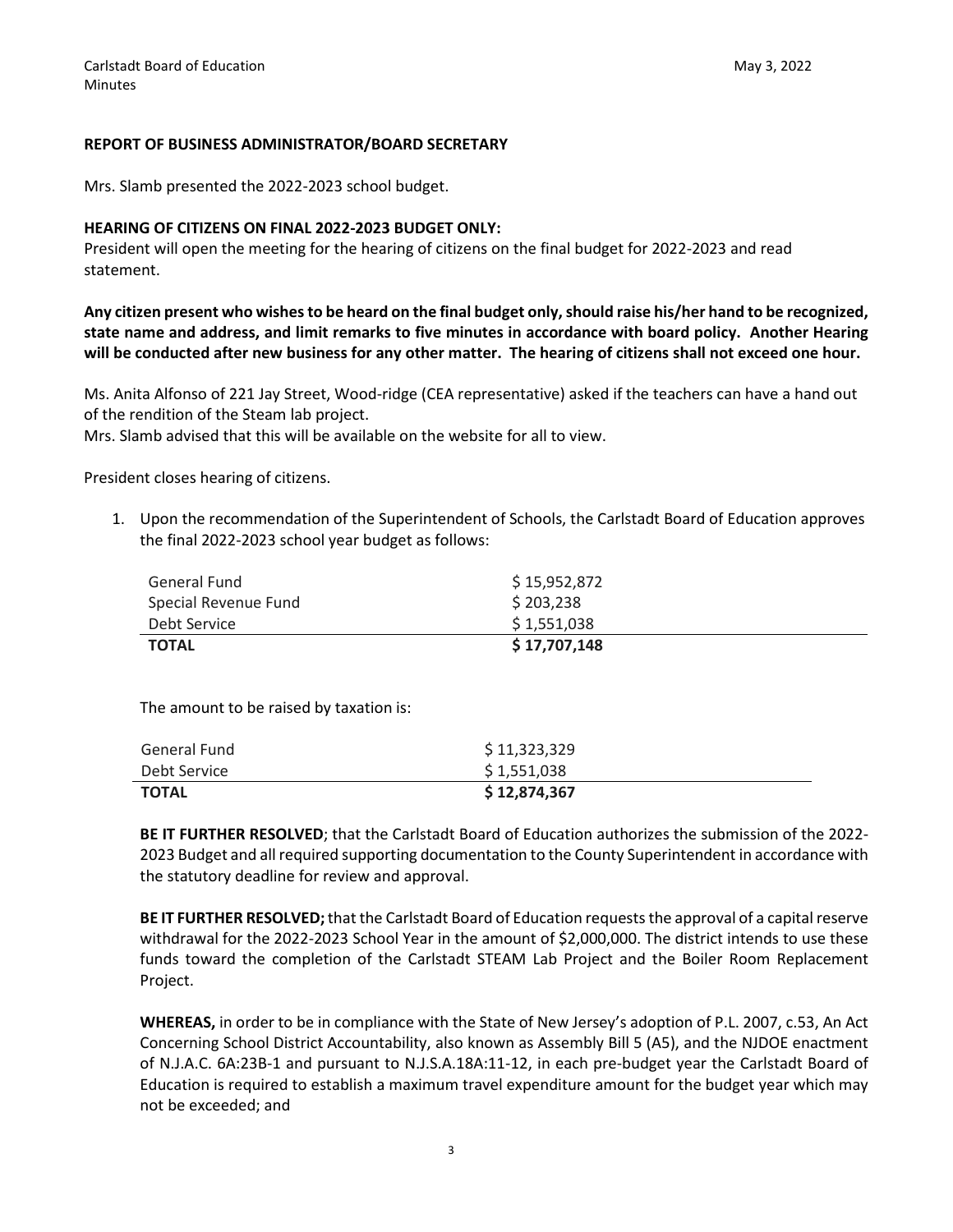**REPORT OF BUSINESS ADMINISTRATOR/BOARD SECRETARY**

Mrs. Slamb presented the 2022-2023 school budget.

**HEARING OF CITIZENS ON FINAL 2022-2023 BUDGET ONLY:**
President will open the meeting for the hearing of citizens on the final budget for 2022-2023 and read statement.

**Any citizen present who wishes to be heard on the final budget only, should raise his/her hand to be recognized, state name and address, and limit remarks to five minutes in accordance with board policy. Another Hearing will be conducted after new business for any other matter. The hearing of citizens shall not exceed one hour.**

Ms. Anita Alfonso of 221 Jay Street, Wood-ridge (CEA representative) asked if the teachers can have a hand out of the rendition of the Steam lab project.
Mrs. Slamb advised that this will be available on the website for all to view.

President closes hearing of citizens.

1. Upon the recommendation of the Superintendent of Schools, the Carlstadt Board of Education approves the final 2022-2023 school year budget as follows:

| | |
|---|---|
| General Fund | $ 15,952,872 |
| Special Revenue Fund | $ 203,238 |
| Debt Service | $ 1,551,038 |
| **TOTAL** | **$ 17,707,148** |

The amount to be raised by taxation is:

| | |
|---|---|
| General Fund | $ 11,323,329 |
| Debt Service | $ 1,551,038 |
| **TOTAL** | **$ 12,874,367** |

**BE IT FURTHER RESOLVED**; that the Carlstadt Board of Education authorizes the submission of the 2022-2023 Budget and all required supporting documentation to the County Superintendent in accordance with the statutory deadline for review and approval.

**BE IT FURTHER RESOLVED;** that the Carlstadt Board of Education requests the approval of a capital reserve withdrawal for the 2022-2023 School Year in the amount of $2,000,000. The district intends to use these funds toward the completion of the Carlstadt STEAM Lab Project and the Boiler Room Replacement Project.

**WHEREAS,** in order to be in compliance with the State of New Jersey's adoption of P.L. 2007, c.53, An Act Concerning School District Accountability, also known as Assembly Bill 5 (A5), and the NJDOE enactment of N.J.A.C. 6A:23B-1 and pursuant to N.J.S.A.18A:11-12, in each pre-budget year the Carlstadt Board of Education is required to establish a maximum travel expenditure amount for the budget year which may not be exceeded; and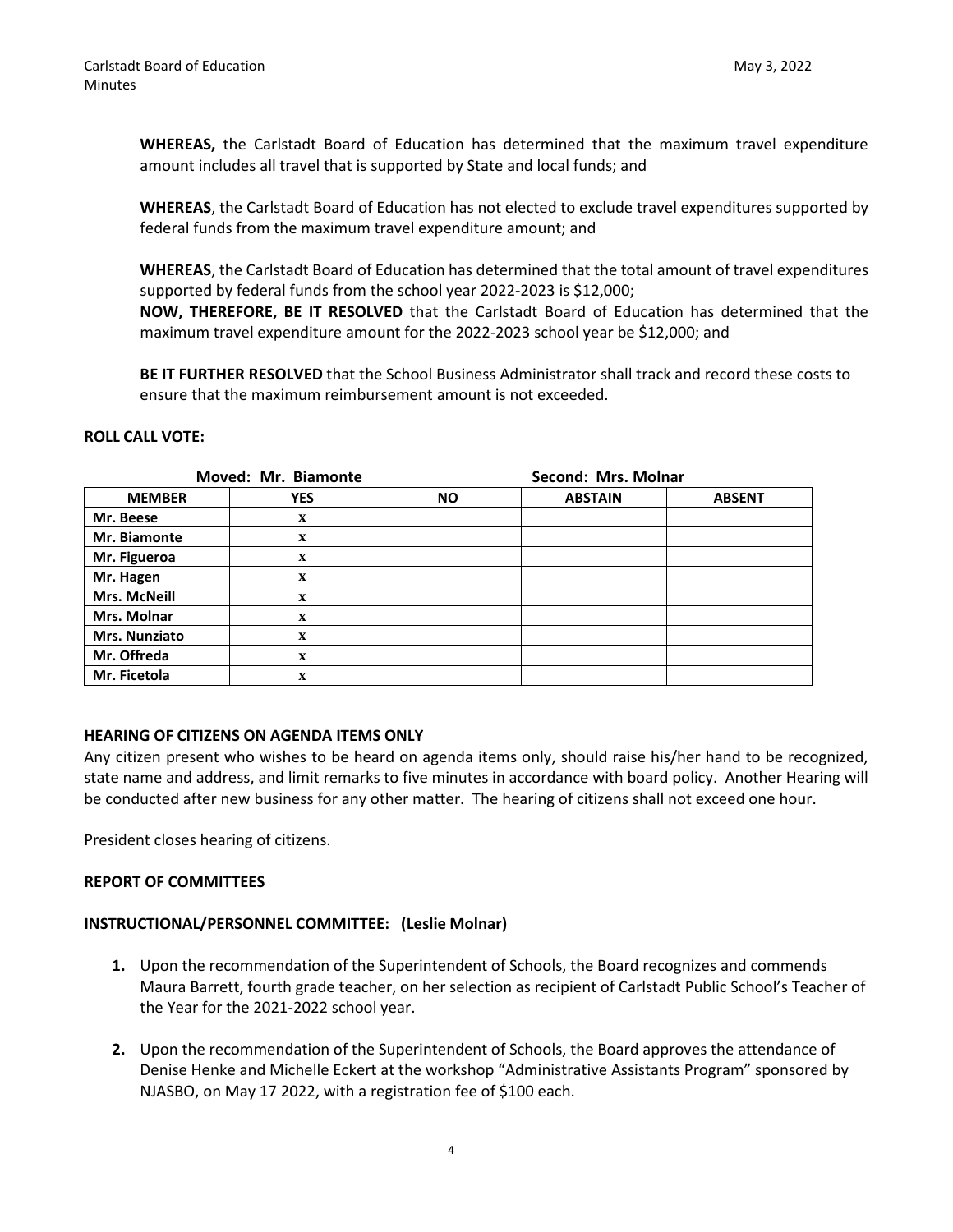**WHEREAS,** the Carlstadt Board of Education has determined that the maximum travel expenditure amount includes all travel that is supported by State and local funds; and

**WHEREAS**, the Carlstadt Board of Education has not elected to exclude travel expenditures supported by federal funds from the maximum travel expenditure amount; and

**WHEREAS**, the Carlstadt Board of Education has determined that the total amount of travel expenditures supported by federal funds from the school year 2022-2023 is $12,000;

**NOW, THEREFORE, BE IT RESOLVED** that the Carlstadt Board of Education has determined that the maximum travel expenditure amount for the 2022-2023 school year be $12,000; and

**BE IT FURTHER RESOLVED** that the School Business Administrator shall track and record these costs to ensure that the maximum reimbursement amount is not exceeded.

**ROLL CALL VOTE:**

**Moved: Mr. Biamonte** **Second: Mrs. Molnar**

| MEMBER | YES | NO | ABSTAIN | ABSENT |
|---|---|---|---|---|
| Mr. Beese | x | | | |
| Mr. Biamonte | x | | | |
| Mr. Figueroa | x | | | |
| Mr. Hagen | x | | | |
| Mrs. McNeill | x | | | |
| Mrs. Molnar | x | | | |
| Mrs. Nunziato | x | | | |
| Mr. Offreda | x | | | |
| Mr. Ficetola | x | | | |

**HEARING OF CITIZENS ON AGENDA ITEMS ONLY**

Any citizen present who wishes to be heard on agenda items only, should raise his/her hand to be recognized, state name and address, and limit remarks to five minutes in accordance with board policy. Another Hearing will be conducted after new business for any other matter. The hearing of citizens shall not exceed one hour.

President closes hearing of citizens.

**REPORT OF COMMITTEES**

**INSTRUCTIONAL/PERSONNEL COMMITTEE: (Leslie Molnar)**

1. Upon the recommendation of the Superintendent of Schools, the Board recognizes and commends Maura Barrett, fourth grade teacher, on her selection as recipient of Carlstadt Public School's Teacher of the Year for the 2021-2022 school year.

2. Upon the recommendation of the Superintendent of Schools, the Board approves the attendance of Denise Henke and Michelle Eckert at the workshop "Administrative Assistants Program" sponsored by NJASBO, on May 17 2022, with a registration fee of $100 each.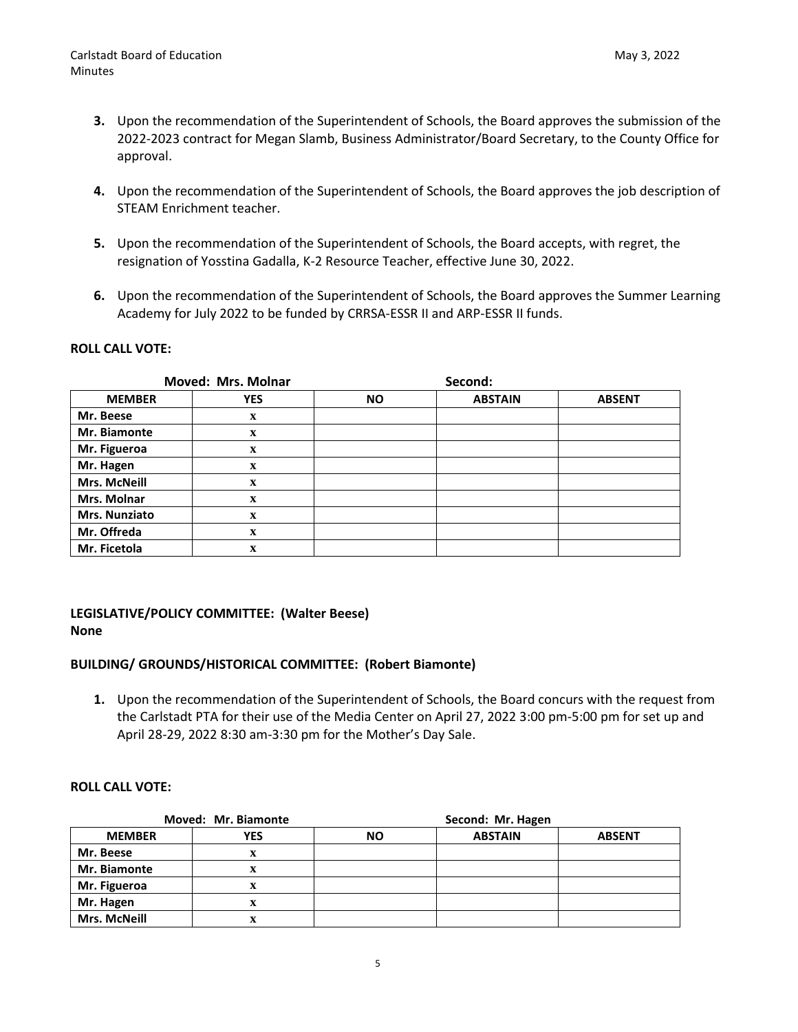3. Upon the recommendation of the Superintendent of Schools, the Board approves the submission of the 2022-2023 contract for Megan Slamb, Business Administrator/Board Secretary, to the County Office for approval.

4. Upon the recommendation of the Superintendent of Schools, the Board approves the job description of STEAM Enrichment teacher.

5. Upon the recommendation of the Superintendent of Schools, the Board accepts, with regret, the resignation of Yosstina Gadalla, K-2 Resource Teacher, effective June 30, 2022.

6. Upon the recommendation of the Superintendent of Schools, the Board approves the Summer Learning Academy for July 2022 to be funded by CRRSA-ESSR II and ARP-ESSR II funds.

**ROLL CALL VOTE:**

**Moved: Mrs. Molnar** **Second:**

| MEMBER | YES | NO | ABSTAIN | ABSENT |
|---|---|---|---|---|
| Mr. Beese | x | | | |
| Mr. Biamonte | x | | | |
| Mr. Figueroa | x | | | |
| Mr. Hagen | x | | | |
| Mrs. McNeill | x | | | |
| Mrs. Molnar | x | | | |
| Mrs. Nunziato | x | | | |
| Mr. Offreda | x | | | |
| Mr. Ficetola | x | | | |

**LEGISLATIVE/POLICY COMMITTEE: (Walter Beese)**
**None**

**BUILDING/ GROUNDS/HISTORICAL COMMITTEE: (Robert Biamonte)**

1. Upon the recommendation of the Superintendent of Schools, the Board concurs with the request from the Carlstadt PTA for their use of the Media Center on April 27, 2022 3:00 pm-5:00 pm for set up and April 28-29, 2022 8:30 am-3:30 pm for the Mother's Day Sale.

**ROLL CALL VOTE:**

**Moved: Mr. Biamonte** **Second: Mr. Hagen**

| MEMBER | YES | NO | ABSTAIN | ABSENT |
|---|---|---|---|---|
| Mr. Beese | x | | | |
| Mr. Biamonte | x | | | |
| Mr. Figueroa | x | | | |
| Mr. Hagen | x | | | |
| Mrs. McNeill | x | | | |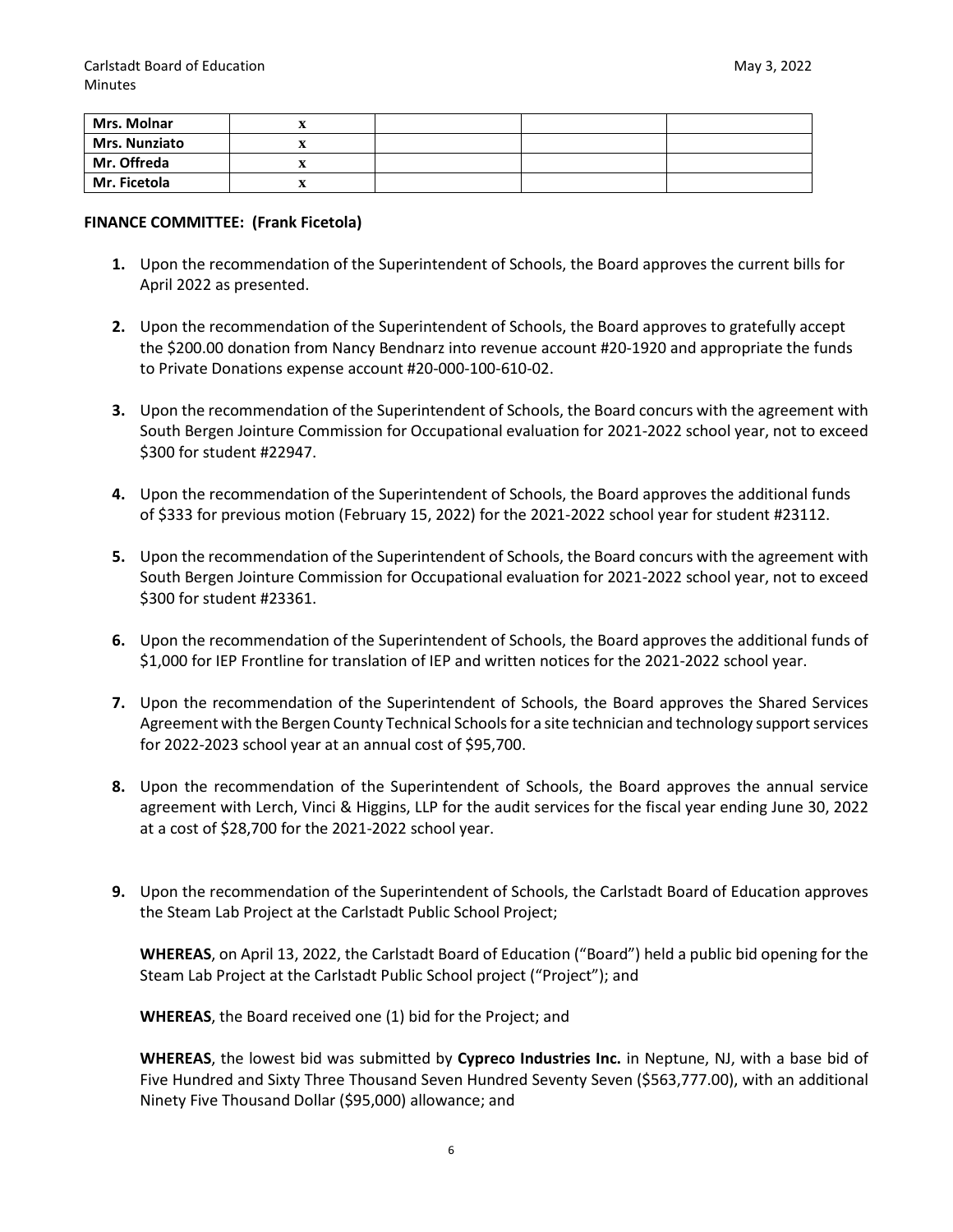| Mrs. Molnar | x | | | |
|---|---|---|---|---|
| Mrs. Nunziato | x | | | |
| Mr. Offreda | x | | | |
| Mr. Ficetola | x | | | |

**FINANCE COMMITTEE: (Frank Ficetola)**

1. Upon the recommendation of the Superintendent of Schools, the Board approves the current bills for April 2022 as presented.

2. Upon the recommendation of the Superintendent of Schools, the Board approves to gratefully accept the $200.00 donation from Nancy Bendnarz into revenue account #20-1920 and appropriate the funds to Private Donations expense account #20-000-100-610-02.

3. Upon the recommendation of the Superintendent of Schools, the Board concurs with the agreement with South Bergen Jointure Commission for Occupational evaluation for 2021-2022 school year, not to exceed $300 for student #22947.

4. Upon the recommendation of the Superintendent of Schools, the Board approves the additional funds of $333 for previous motion (February 15, 2022) for the 2021-2022 school year for student #23112.

5. Upon the recommendation of the Superintendent of Schools, the Board concurs with the agreement with South Bergen Jointure Commission for Occupational evaluation for 2021-2022 school year, not to exceed $300 for student #23361.

6. Upon the recommendation of the Superintendent of Schools, the Board approves the additional funds of $1,000 for IEP Frontline for translation of IEP and written notices for the 2021-2022 school year.

7. Upon the recommendation of the Superintendent of Schools, the Board approves the Shared Services Agreement with the Bergen County Technical Schools for a site technician and technology support services for 2022-2023 school year at an annual cost of $95,700.

8. Upon the recommendation of the Superintendent of Schools, the Board approves the annual service agreement with Lerch, Vinci & Higgins, LLP for the audit services for the fiscal year ending June 30, 2022 at a cost of $28,700 for the 2021-2022 school year.

9. Upon the recommendation of the Superintendent of Schools, the Carlstadt Board of Education approves the Steam Lab Project at the Carlstadt Public School Project;

   **WHEREAS**, on April 13, 2022, the Carlstadt Board of Education ("Board") held a public bid opening for the Steam Lab Project at the Carlstadt Public School project ("Project"); and

   **WHEREAS**, the Board received one (1) bid for the Project; and

   **WHEREAS**, the lowest bid was submitted by **Cypreco Industries Inc.** in Neptune, NJ, with a base bid of Five Hundred and Sixty Three Thousand Seven Hundred Seventy Seven ($563,777.00), with an additional Ninety Five Thousand Dollar ($95,000) allowance; and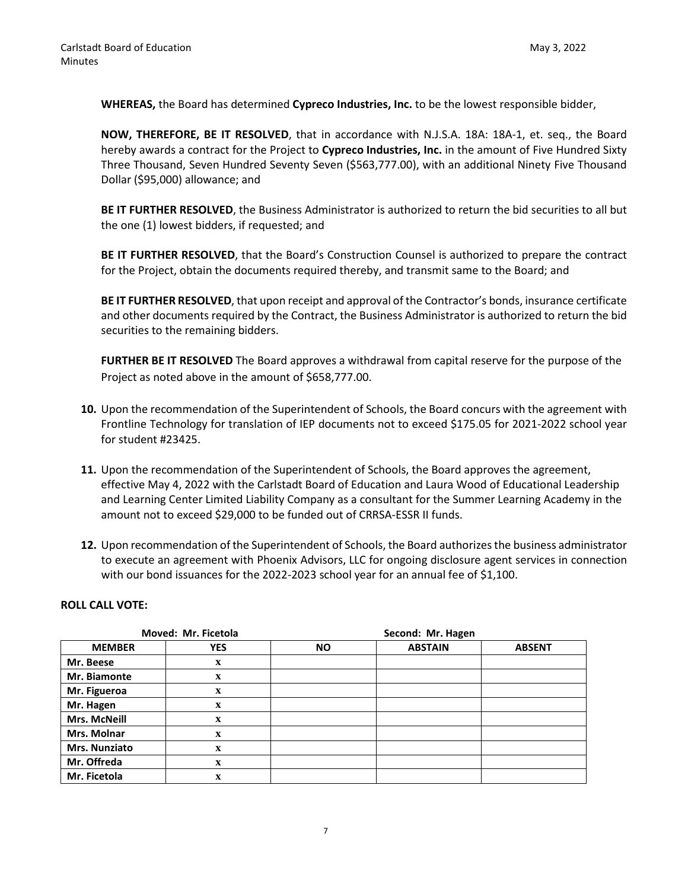**WHEREAS,** the Board has determined **Cypreco Industries, Inc.** to be the lowest responsible bidder,

**NOW, THEREFORE, BE IT RESOLVED**, that in accordance with N.J.S.A. 18A: 18A-1, et. seq., the Board hereby awards a contract for the Project to **Cypreco Industries, Inc.** in the amount of Five Hundred Sixty Three Thousand, Seven Hundred Seventy Seven ($563,777.00), with an additional Ninety Five Thousand Dollar ($95,000) allowance; and

**BE IT FURTHER RESOLVED**, the Business Administrator is authorized to return the bid securities to all but the one (1) lowest bidders, if requested; and

**BE IT FURTHER RESOLVED**, that the Board's Construction Counsel is authorized to prepare the contract for the Project, obtain the documents required thereby, and transmit same to the Board; and

**BE IT FURTHER RESOLVED**, that upon receipt and approval of the Contractor's bonds, insurance certificate and other documents required by the Contract, the Business Administrator is authorized to return the bid securities to the remaining bidders.

**FURTHER BE IT RESOLVED** The Board approves a withdrawal from capital reserve for the purpose of the Project as noted above in the amount of $658,777.00.

**10.** Upon the recommendation of the Superintendent of Schools, the Board concurs with the agreement with Frontline Technology for translation of IEP documents not to exceed $175.05 for 2021-2022 school year for student #23425.

**11.** Upon the recommendation of the Superintendent of Schools, the Board approves the agreement, effective May 4, 2022 with the Carlstadt Board of Education and Laura Wood of Educational Leadership and Learning Center Limited Liability Company as a consultant for the Summer Learning Academy in the amount not to exceed $29,000 to be funded out of CRRSA-ESSR II funds.

**12.** Upon recommendation of the Superintendent of Schools, the Board authorizes the business administrator to execute an agreement with Phoenix Advisors, LLC for ongoing disclosure agent services in connection with our bond issuances for the 2022-2023 school year for an annual fee of $1,100.

**ROLL CALL VOTE:**

| Moved: Mr. Ficetola | | | Second: Mr. Hagen | |
|---|---|---|---|---|
| **MEMBER** | **YES** | **NO** | **ABSTAIN** | **ABSENT** |
| **Mr. Beese** | x | | | |
| **Mr. Biamonte** | x | | | |
| **Mr. Figueroa** | x | | | |
| **Mr. Hagen** | x | | | |
| **Mrs. McNeill** | x | | | |
| **Mrs. Molnar** | x | | | |
| **Mrs. Nunziato** | x | | | |
| **Mr. Offreda** | x | | | |
| **Mr. Ficetola** | x | | | |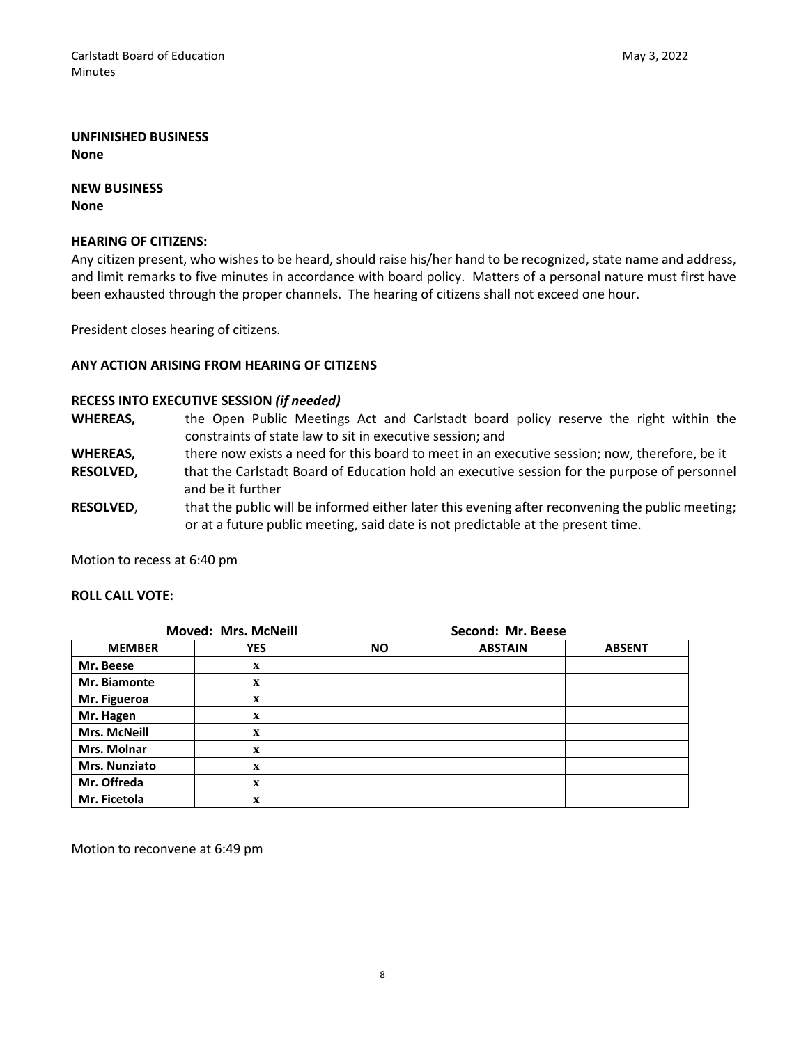**UNFINISHED BUSINESS**
**None**

**NEW BUSINESS**
**None**

**HEARING OF CITIZENS:**

Any citizen present, who wishes to be heard, should raise his/her hand to be recognized, state name and address, and limit remarks to five minutes in accordance with board policy. Matters of a personal nature must first have been exhausted through the proper channels. The hearing of citizens shall not exceed one hour.

President closes hearing of citizens.

**ANY ACTION ARISING FROM HEARING OF CITIZENS**

**RECESS INTO EXECUTIVE SESSION** ***(if needed)***

**WHEREAS,** the Open Public Meetings Act and Carlstadt board policy reserve the right within the constraints of state law to sit in executive session; and

**WHEREAS,** there now exists a need for this board to meet in an executive session; now, therefore, be it

**RESOLVED,** that the Carlstadt Board of Education hold an executive session for the purpose of personnel and be it further

**RESOLVED**, that the public will be informed either later this evening after reconvening the public meeting; or at a future public meeting, said date is not predictable at the present time.

Motion to recess at 6:40 pm

**ROLL CALL VOTE:**

**Moved: Mrs. McNeill** **Second: Mr. Beese**

| MEMBER | YES | NO | ABSTAIN | ABSENT |
|---|---|---|---|---|
| Mr. Beese | x | | | |
| Mr. Biamonte | x | | | |
| Mr. Figueroa | x | | | |
| Mr. Hagen | x | | | |
| Mrs. McNeill | x | | | |
| Mrs. Molnar | x | | | |
| Mrs. Nunziato | x | | | |
| Mr. Offreda | x | | | |
| Mr. Ficetola | x | | | |

Motion to reconvene at 6:49 pm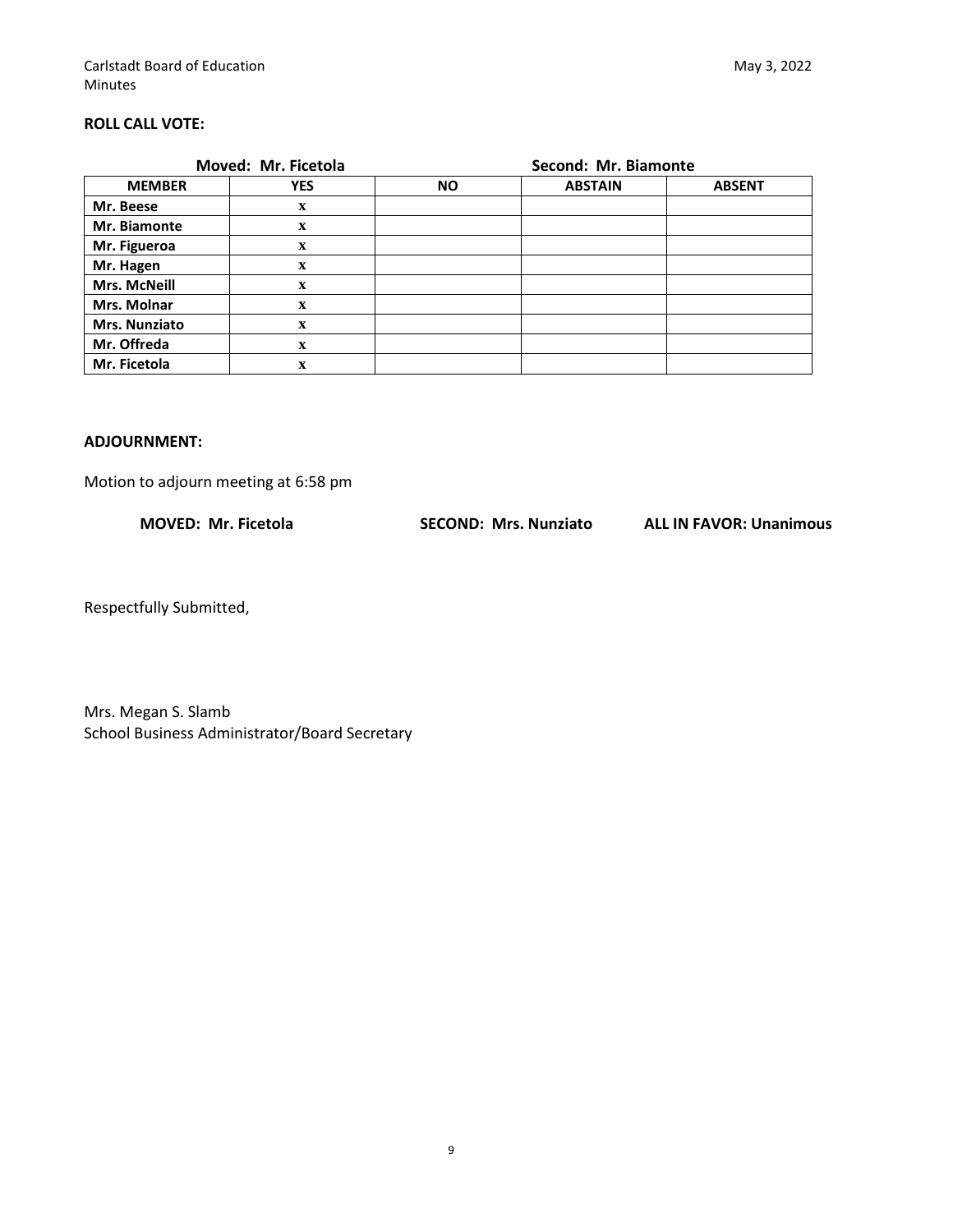**ROLL CALL VOTE:**

**Moved: Mr. Ficetola** **Second: Mr. Biamonte**

| MEMBER | YES | NO | ABSTAIN | ABSENT |
|---|---|---|---|---|
| Mr. Beese | x | | | |
| Mr. Biamonte | x | | | |
| Mr. Figueroa | x | | | |
| Mr. Hagen | x | | | |
| Mrs. McNeill | x | | | |
| Mrs. Molnar | x | | | |
| Mrs. Nunziato | x | | | |
| Mr. Offreda | x | | | |
| Mr. Ficetola | x | | | |

**ADJOURNMENT:**

Motion to adjourn meeting at 6:58 pm

**MOVED: Mr. Ficetola** **SECOND: Mrs. Nunziato** **ALL IN FAVOR: Unanimous**

Respectfully Submitted,

Mrs. Megan S. Slamb
School Business Administrator/Board Secretary